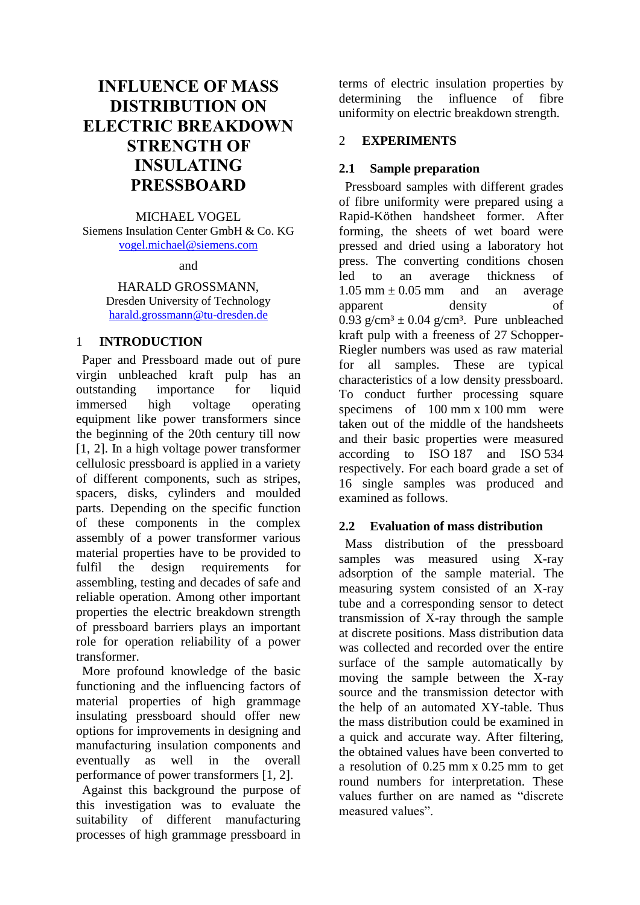# INFLUENCE OF MASS DISTRIBUTION ON ELECTRIC BREAKDOWN STRENGTH OF INSULATING PRESSBOARD

MICHAEL VOGEL
Siemens Insulation Center GmbH & Co. KG
vogel.michael@siemens.com

and

HARALD GROSSMANN,
Dresden University of Technology
harald.grossmann@tu-dresden.de

## 1 INTRODUCTION

Paper and Pressboard made out of pure virgin unbleached kraft pulp has an outstanding importance for liquid immersed high voltage operating equipment like power transformers since the beginning of the 20th century till now [1, 2]. In a high voltage power transformer cellulosic pressboard is applied in a variety of different components, such as stripes, spacers, disks, cylinders and moulded parts. Depending on the specific function of these components in the complex assembly of a power transformer various material properties have to be provided to fulfil the design requirements for assembling, testing and decades of safe and reliable operation. Among other important properties the electric breakdown strength of pressboard barriers plays an important role for operation reliability of a power transformer.

More profound knowledge of the basic functioning and the influencing factors of material properties of high grammage insulating pressboard should offer new options for improvements in designing and manufacturing insulation components and eventually as well in the overall performance of power transformers [1, 2].

Against this background the purpose of this investigation was to evaluate the suitability of different manufacturing processes of high grammage pressboard in terms of electric insulation properties by determining the influence of fibre uniformity on electric breakdown strength.

## 2 EXPERIMENTS

### 2.1 Sample preparation

Pressboard samples with different grades of fibre uniformity were prepared using a Rapid-Köthen handsheet former. After forming, the sheets of wet board were pressed and dried using a laboratory hot press. The converting conditions chosen led to an average thickness of 1.05 mm ± 0.05 mm and an average apparent density of 0.93 g/cm³ ± 0.04 g/cm³. Pure unbleached kraft pulp with a freeness of 27 Schopper-Riegler numbers was used as raw material for all samples. These are typical characteristics of a low density pressboard. To conduct further processing square specimens of 100 mm x 100 mm were taken out of the middle of the handsheets and their basic properties were measured according to ISO 187 and ISO 534 respectively. For each board grade a set of 16 single samples was produced and examined as follows.

### 2.2 Evaluation of mass distribution

Mass distribution of the pressboard samples was measured using X-ray adsorption of the sample material. The measuring system consisted of an X-ray tube and a corresponding sensor to detect transmission of X-ray through the sample at discrete positions. Mass distribution data was collected and recorded over the entire surface of the sample automatically by moving the sample between the X-ray source and the transmission detector with the help of an automated XY-table. Thus the mass distribution could be examined in a quick and accurate way. After filtering, the obtained values have been converted to a resolution of 0.25 mm x 0.25 mm to get round numbers for interpretation. These values further on are named as "discrete measured values".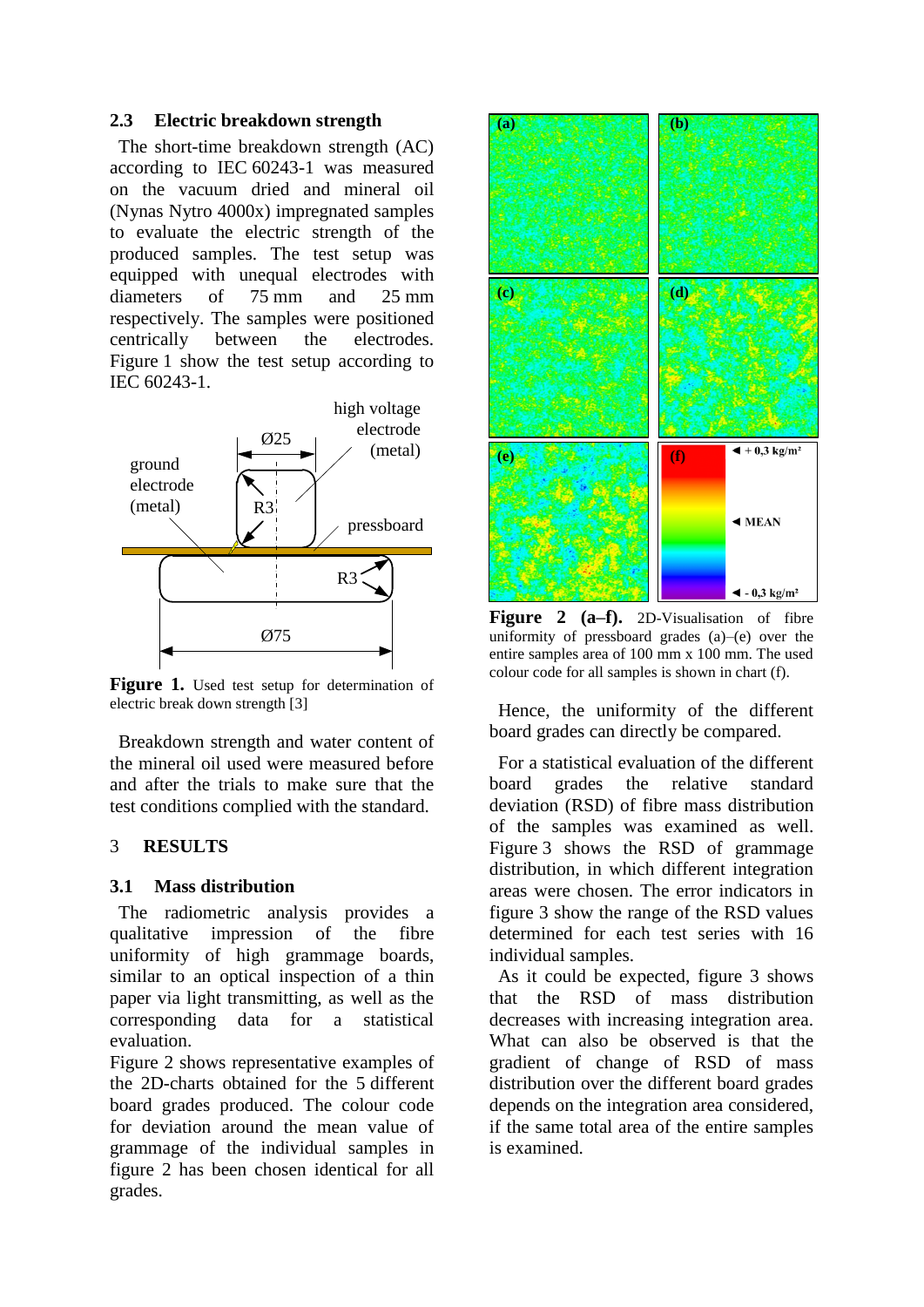### 2.3 Electric breakdown strength

The short-time breakdown strength (AC) according to IEC 60243-1 was measured on the vacuum dried and mineral oil (Nynas Nytro 4000x) impregnated samples to evaluate the electric strength of the produced samples. The test setup was equipped with unequal electrodes with diameters of 75 mm and 25 mm respectively. The samples were positioned centrically between the electrodes. Figure 1 show the test setup according to IEC 60243-1.

**Figure 1.** Used test setup for determination of electric break down strength [3]

Breakdown strength and water content of the mineral oil used were measured before and after the trials to make sure that the test conditions complied with the standard.

## 3 RESULTS

### 3.1 Mass distribution

The radiometric analysis provides a qualitative impression of the fibre uniformity of high grammage boards, similar to an optical inspection of a thin paper via light transmitting, as well as the corresponding data for a statistical evaluation.

Figure 2 shows representative examples of the 2D-charts obtained for the 5 different board grades produced. The colour code for deviation around the mean value of grammage of the individual samples in figure 2 has been chosen identical for all grades.

**Figure 2 (a–f).** 2D-Visualisation of fibre uniformity of pressboard grades (a)–(e) over the entire samples area of 100 mm x 100 mm. The used colour code for all samples is shown in chart (f).

Hence, the uniformity of the different board grades can directly be compared.

For a statistical evaluation of the different board grades the relative standard deviation (RSD) of fibre mass distribution of the samples was examined as well. Figure 3 shows the RSD of grammage distribution, in which different integration areas were chosen. The error indicators in figure 3 show the range of the RSD values determined for each test series with 16 individual samples.

As it could be expected, figure 3 shows that the RSD of mass distribution decreases with increasing integration area. What can also be observed is that the gradient of change of RSD of mass distribution over the different board grades depends on the integration area considered, if the same total area of the entire samples is examined.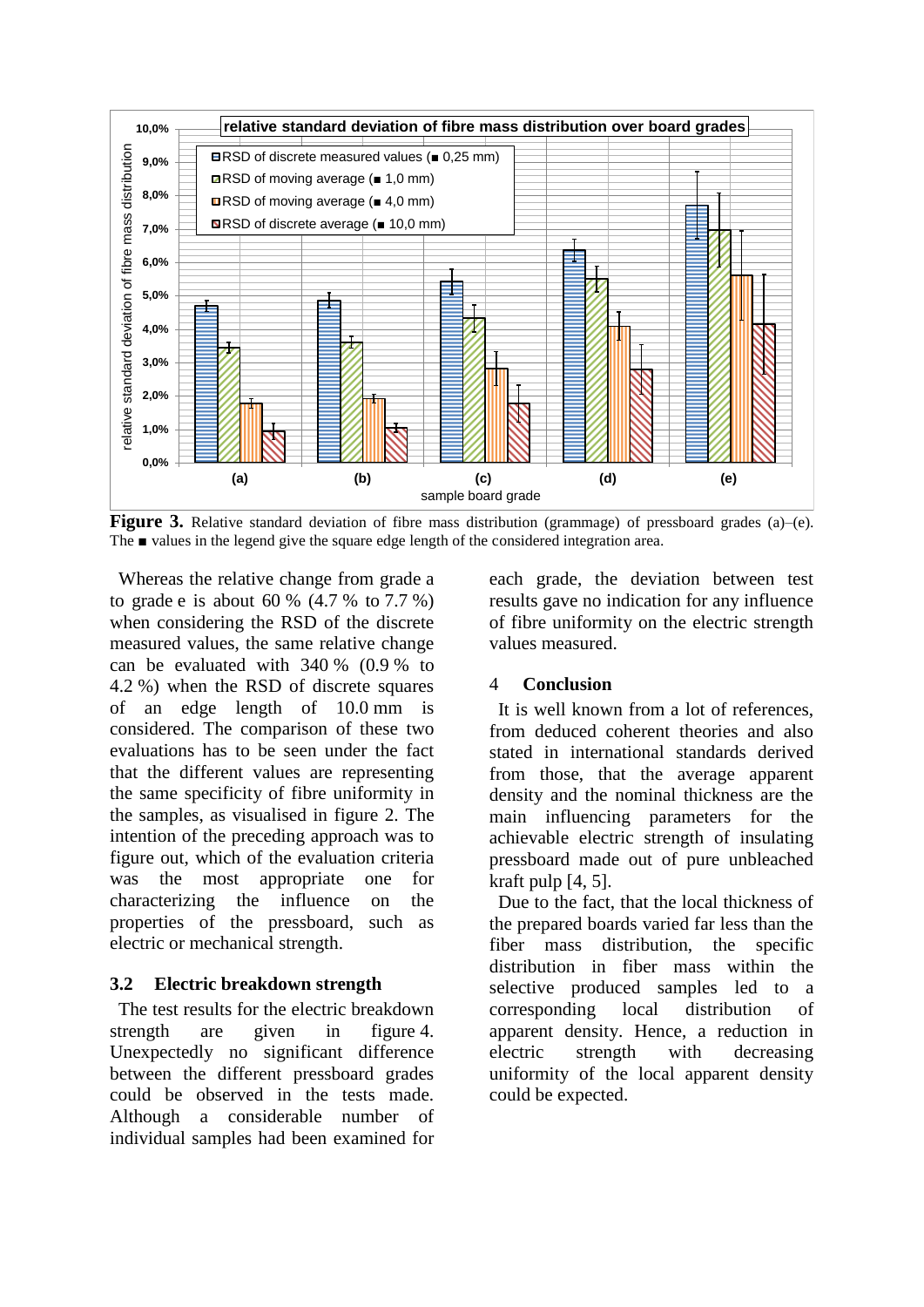**Figure 3.** Relative standard deviation of fibre mass distribution (grammage) of pressboard grades (a)–(e). The ■ values in the legend give the square edge length of the considered integration area.

Whereas the relative change from grade a to grade e is about 60 % (4.7 % to 7.7 %) when considering the RSD of the discrete measured values, the same relative change can be evaluated with 340 % (0.9 % to 4.2 %) when the RSD of discrete squares of an edge length of 10.0 mm is considered. The comparison of these two evaluations has to be seen under the fact that the different values are representing the same specificity of fibre uniformity in the samples, as visualised in figure 2. The intention of the preceding approach was to figure out, which of the evaluation criteria was the most appropriate one for characterizing the influence on the properties of the pressboard, such as electric or mechanical strength.

### 3.2 Electric breakdown strength

The test results for the electric breakdown strength are given in figure 4. Unexpectedly no significant difference between the different pressboard grades could be observed in the tests made. Although a considerable number of individual samples had been examined for each grade, the deviation between test results gave no indication for any influence of fibre uniformity on the electric strength values measured.

## 4 Conclusion

It is well known from a lot of references, from deduced coherent theories and also stated in international standards derived from those, that the average apparent density and the nominal thickness are the main influencing parameters for the achievable electric strength of insulating pressboard made out of pure unbleached kraft pulp [4, 5].

Due to the fact, that the local thickness of the prepared boards varied far less than the fiber mass distribution, the specific distribution in fiber mass within the selective produced samples led to a corresponding local distribution of apparent density. Hence, a reduction in electric strength with decreasing uniformity of the local apparent density could be expected.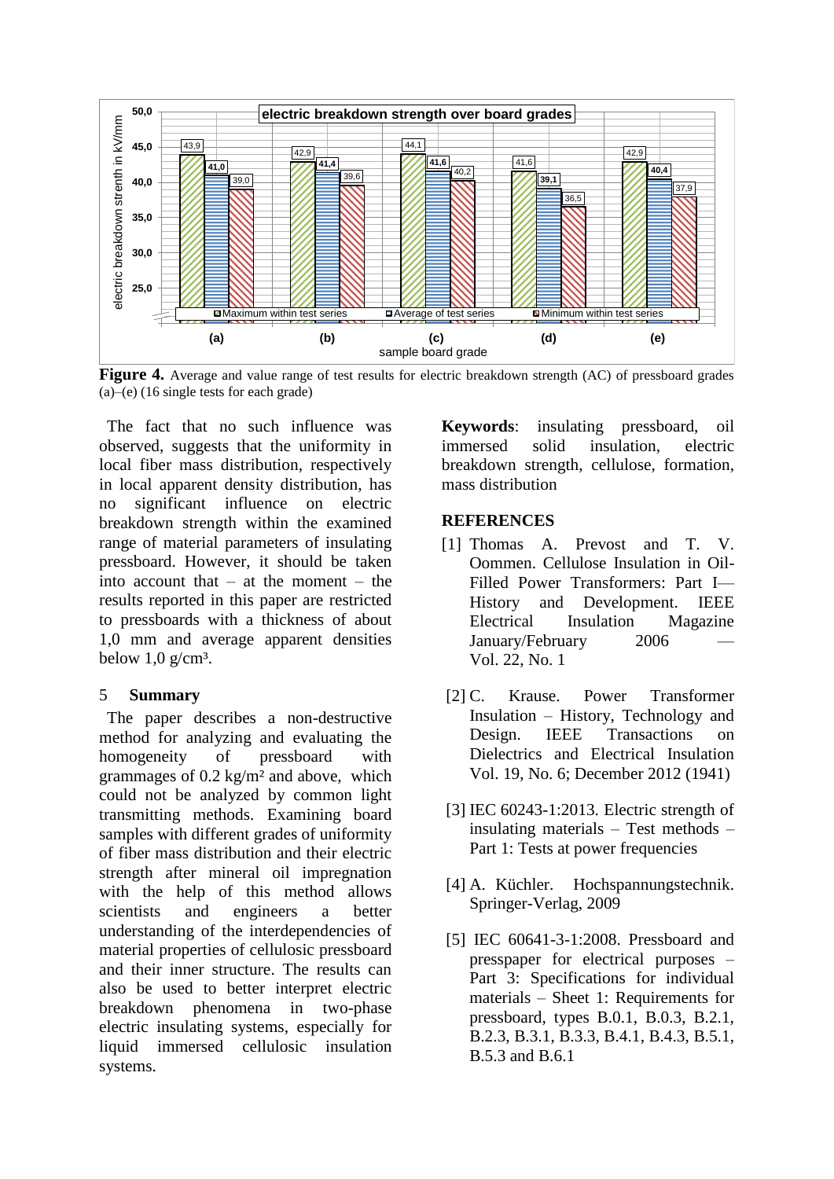electric breakdown strength over board grades

electric breakdown strenth in kV/mm

50,0
45,0
40,0
35,0
30,0
25,0

(a): 43,9 / 41,0 / 39,0
(b): 42,9 / 41,4 / 39,6
(c): 44,1 / 41,6 / 40,2
(d): 41,6 / 39,1 / 36,5
(e): 42,9 / 40,4 / 37,9

Maximum within test series
Average of test series
Minimum within test series

(a) (b) (c) (d) (e)

sample board grade

**Figure 4.** Average and value range of test results for electric breakdown strength (AC) of pressboard grades (a)–(e) (16 single tests for each grade)

The fact that no such influence was observed, suggests that the uniformity in local fiber mass distribution, respectively in local apparent density distribution, has no significant influence on electric breakdown strength within the examined range of material parameters of insulating pressboard. However, it should be taken into account that – at the moment – the results reported in this paper are restricted to pressboards with a thickness of about 1,0 mm and average apparent densities below 1,0 g/cm³.

## 5 Summary

The paper describes a non-destructive method for analyzing and evaluating the homogeneity of pressboard with grammages of 0.2 kg/m² and above, which could not be analyzed by common light transmitting methods. Examining board samples with different grades of uniformity of fiber mass distribution and their electric strength after mineral oil impregnation with the help of this method allows scientists and engineers a better understanding of the interdependencies of material properties of cellulosic pressboard and their inner structure. The results can also be used to better interpret electric breakdown phenomena in two-phase electric insulating systems, especially for liquid immersed cellulosic insulation systems.

**Keywords**: insulating pressboard, oil immersed solid insulation, electric breakdown strength, cellulose, formation, mass distribution

## REFERENCES

[1] Thomas A. Prevost and T. V. Oommen. Cellulose Insulation in Oil-Filled Power Transformers: Part I—History and Development. IEEE Electrical Insulation Magazine January/February 2006 — Vol. 22, No. 1

[2] C. Krause. Power Transformer Insulation – History, Technology and Design. IEEE Transactions on Dielectrics and Electrical Insulation Vol. 19, No. 6; December 2012 (1941)

[3] IEC 60243-1:2013. Electric strength of insulating materials – Test methods – Part 1: Tests at power frequencies

[4] A. Küchler. Hochspannungstechnik. Springer-Verlag, 2009

[5] IEC 60641-3-1:2008. Pressboard and presspaper for electrical purposes – Part 3: Specifications for individual materials – Sheet 1: Requirements for pressboard, types B.0.1, B.0.3, B.2.1, B.2.3, B.3.1, B.3.3, B.4.1, B.4.3, B.5.1, B.5.3 and B.6.1